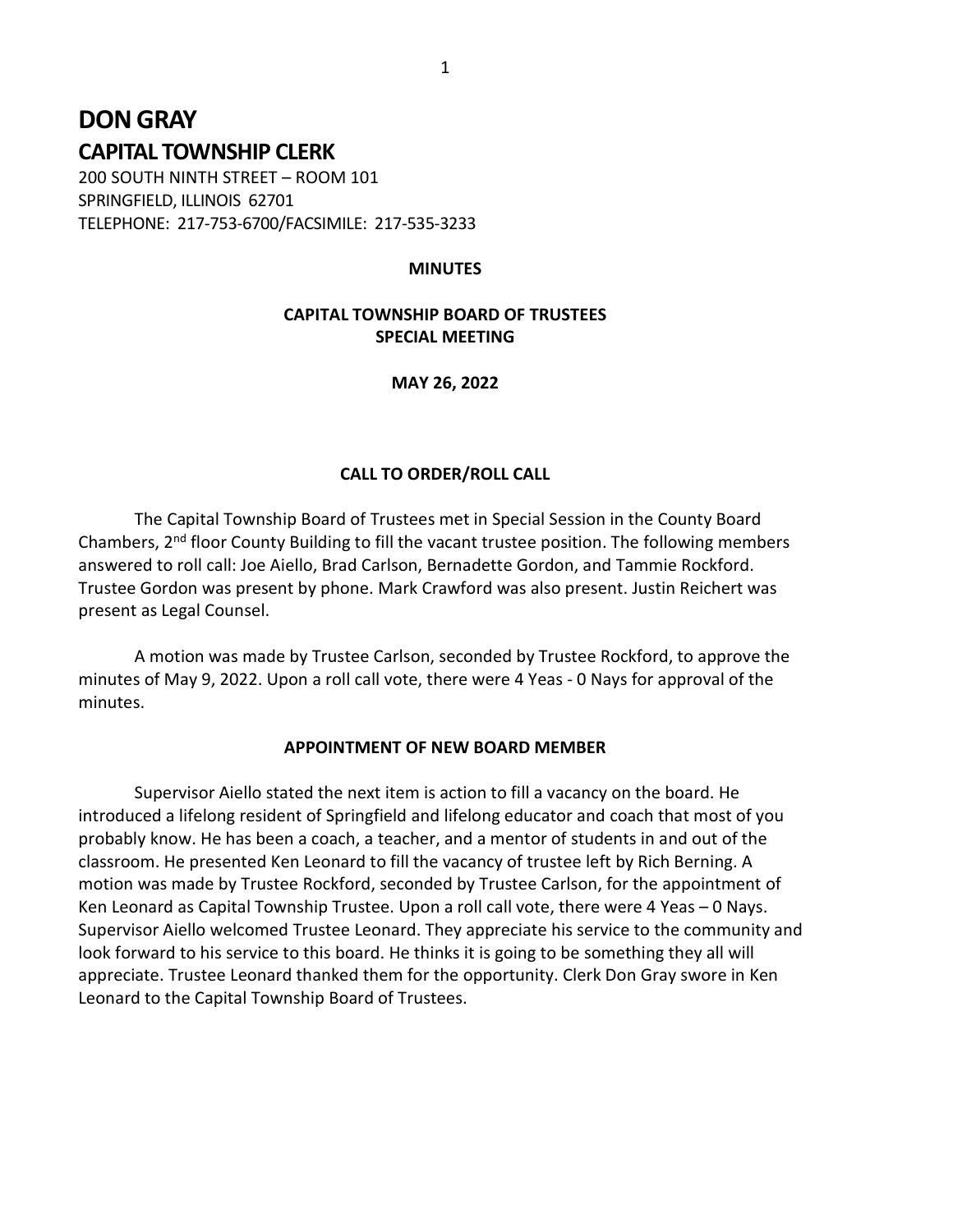# DON GRAY
## CAPITAL TOWNSHIP CLERK

200 SOUTH NINTH STREET – ROOM 101
SPRINGFIELD, ILLINOIS 62701
TELEPHONE: 217-753-6700/FACSIMILE: 217-535-3233

**MINUTES**

**CAPITAL TOWNSHIP BOARD OF TRUSTEES**
**SPECIAL MEETING**

**MAY 26, 2022**

**CALL TO ORDER/ROLL CALL**

The Capital Township Board of Trustees met in Special Session in the County Board Chambers, 2nd floor County Building to fill the vacant trustee position. The following members answered to roll call: Joe Aiello, Brad Carlson, Bernadette Gordon, and Tammie Rockford. Trustee Gordon was present by phone. Mark Crawford was also present. Justin Reichert was present as Legal Counsel.

A motion was made by Trustee Carlson, seconded by Trustee Rockford, to approve the minutes of May 9, 2022. Upon a roll call vote, there were 4 Yeas - 0 Nays for approval of the minutes.

**APPOINTMENT OF NEW BOARD MEMBER**

Supervisor Aiello stated the next item is action to fill a vacancy on the board. He introduced a lifelong resident of Springfield and lifelong educator and coach that most of you probably know. He has been a coach, a teacher, and a mentor of students in and out of the classroom. He presented Ken Leonard to fill the vacancy of trustee left by Rich Berning. A motion was made by Trustee Rockford, seconded by Trustee Carlson, for the appointment of Ken Leonard as Capital Township Trustee. Upon a roll call vote, there were 4 Yeas – 0 Nays. Supervisor Aiello welcomed Trustee Leonard. They appreciate his service to the community and look forward to his service to this board. He thinks it is going to be something they all will appreciate. Trustee Leonard thanked them for the opportunity. Clerk Don Gray swore in Ken Leonard to the Capital Township Board of Trustees.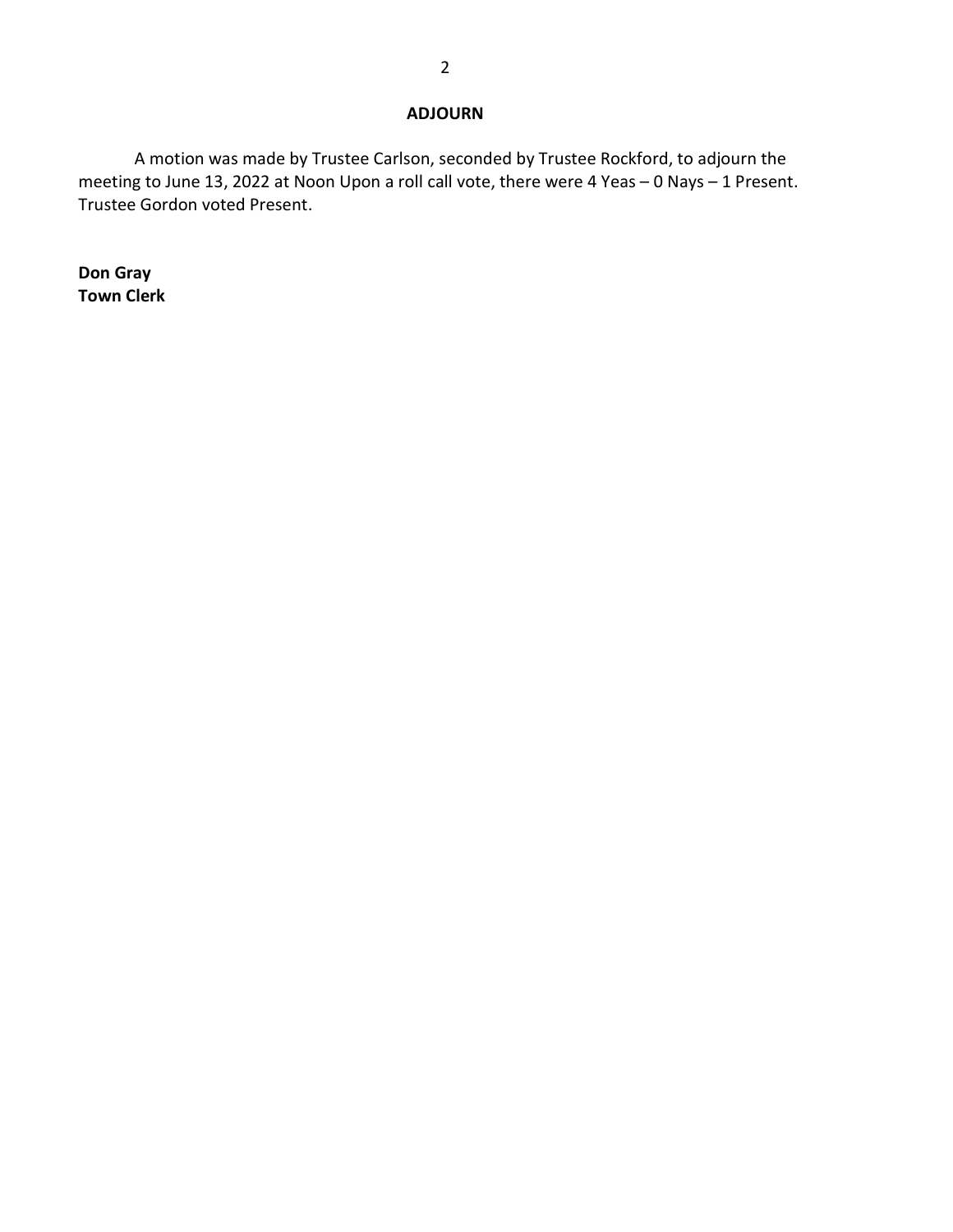## ADJOURN

A motion was made by Trustee Carlson, seconded by Trustee Rockford, to adjourn the meeting to June 13, 2022 at Noon Upon a roll call vote, there were 4 Yeas – 0 Nays – 1 Present. Trustee Gordon voted Present.

**Don Gray**
**Town Clerk**